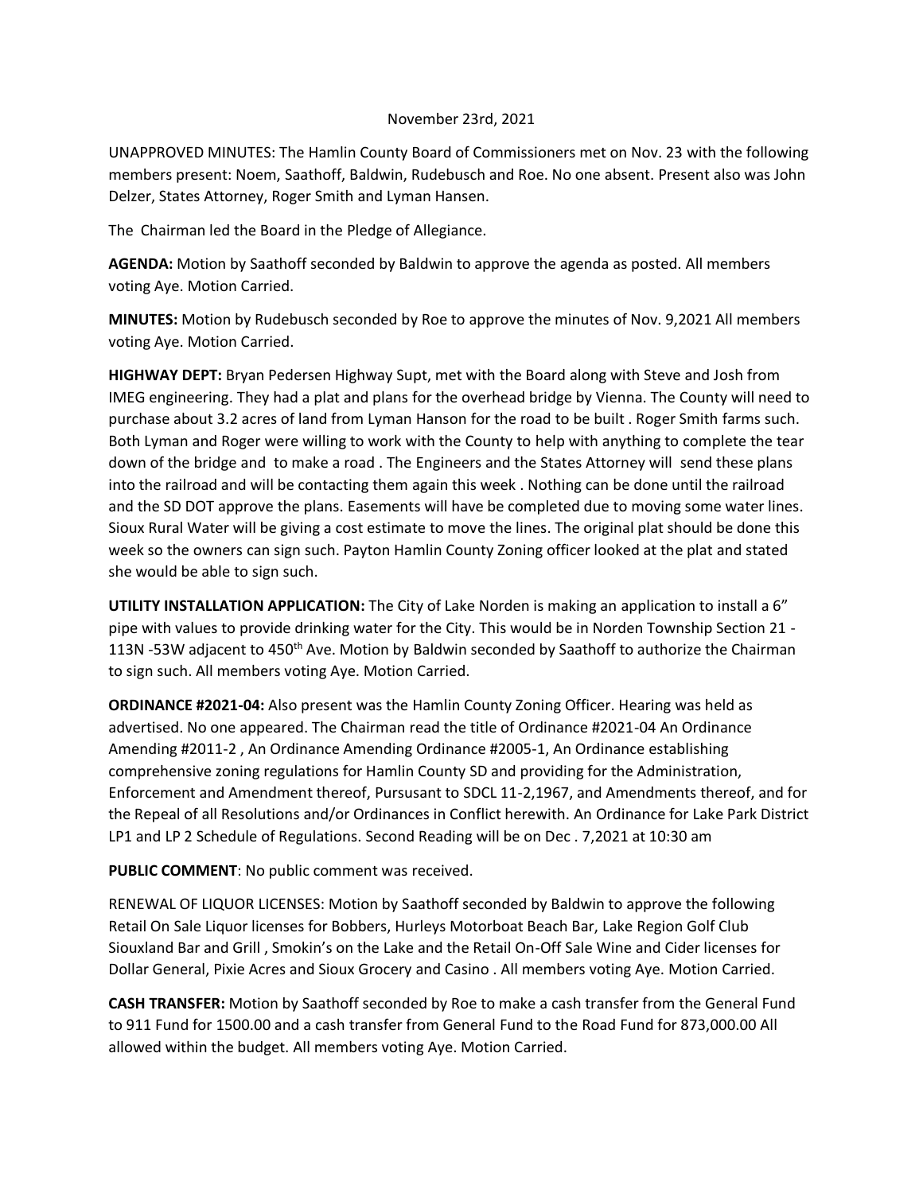November 23rd, 2021

UNAPPROVED MINUTES: The Hamlin County Board of Commissioners met on Nov. 23 with the following members present: Noem, Saathoff, Baldwin, Rudebusch and Roe. No one absent. Present also was John Delzer, States Attorney, Roger Smith and Lyman Hansen.

The Chairman led the Board in the Pledge of Allegiance.

**AGENDA:** Motion by Saathoff seconded by Baldwin to approve the agenda as posted. All members voting Aye. Motion Carried.

**MINUTES:** Motion by Rudebusch seconded by Roe to approve the minutes of Nov. 9,2021 All members voting Aye. Motion Carried.

**HIGHWAY DEPT:** Bryan Pedersen Highway Supt, met with the Board along with Steve and Josh from IMEG engineering. They had a plat and plans for the overhead bridge by Vienna. The County will need to purchase about 3.2 acres of land from Lyman Hanson for the road to be built . Roger Smith farms such. Both Lyman and Roger were willing to work with the County to help with anything to complete the tear down of the bridge and to make a road . The Engineers and the States Attorney will send these plans into the railroad and will be contacting them again this week . Nothing can be done until the railroad and the SD DOT approve the plans. Easements will have be completed due to moving some water lines. Sioux Rural Water will be giving a cost estimate to move the lines. The original plat should be done this week so the owners can sign such. Payton Hamlin County Zoning officer looked at the plat and stated she would be able to sign such.

**UTILITY INSTALLATION APPLICATION:** The City of Lake Norden is making an application to install a 6" pipe with values to provide drinking water for the City. This would be in Norden Township Section 21 - 113N -53W adjacent to 450th Ave. Motion by Baldwin seconded by Saathoff to authorize the Chairman to sign such. All members voting Aye. Motion Carried.

**ORDINANCE #2021-04:** Also present was the Hamlin County Zoning Officer. Hearing was held as advertised. No one appeared. The Chairman read the title of Ordinance #2021-04 An Ordinance Amending #2011-2 , An Ordinance Amending Ordinance #2005-1, An Ordinance establishing comprehensive zoning regulations for Hamlin County SD and providing for the Administration, Enforcement and Amendment thereof, Pursuant to SDCL 11-2,1967, and Amendments thereof, and for the Repeal of all Resolutions and/or Ordinances in Conflict herewith. An Ordinance for Lake Park District LP1 and LP 2 Schedule of Regulations. Second Reading will be on Dec . 7,2021 at 10:30 am

**PUBLIC COMMENT**: No public comment was received.

RENEWAL OF LIQUOR LICENSES: Motion by Saathoff seconded by Baldwin to approve the following Retail On Sale Liquor licenses for Bobbers, Hurleys Motorboat Beach Bar, Lake Region Golf Club Siouxland Bar and Grill , Smokin's on the Lake and the Retail On-Off Sale Wine and Cider licenses for Dollar General, Pixie Acres and Sioux Grocery and Casino . All members voting Aye. Motion Carried.

**CASH TRANSFER:** Motion by Saathoff seconded by Roe to make a cash transfer from the General Fund to 911 Fund for 1500.00 and a cash transfer from General Fund to the Road Fund for 873,000.00 All allowed within the budget. All members voting Aye. Motion Carried.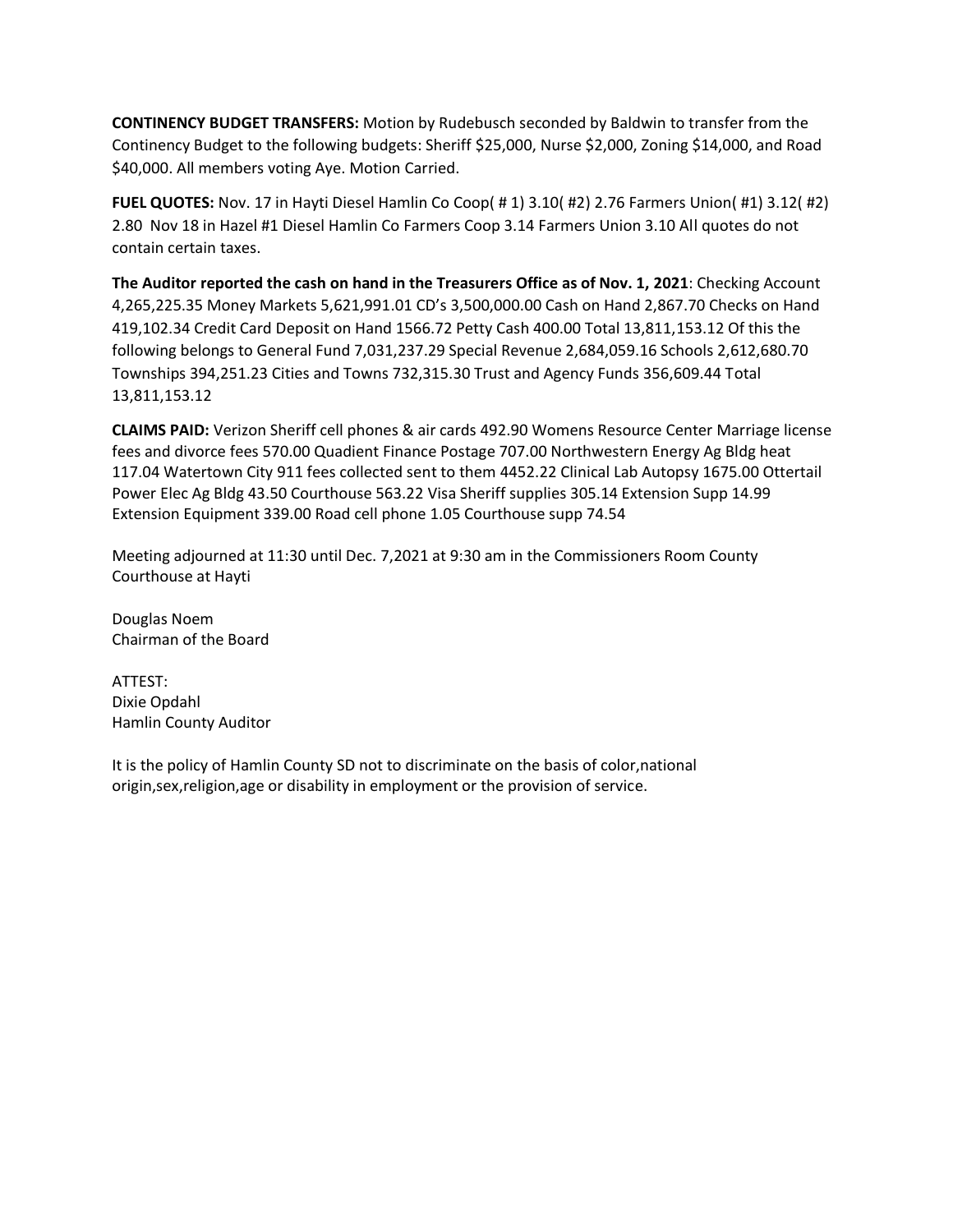**CONTINENCY BUDGET TRANSFERS:** Motion by Rudebusch seconded by Baldwin to transfer from the Continency Budget to the following budgets: Sheriff $25,000, Nurse $2,000, Zoning $14,000, and Road $40,000. All members voting Aye. Motion Carried.

**FUEL QUOTES:** Nov. 17 in Hayti Diesel Hamlin Co Coop( # 1) 3.10( #2) 2.76 Farmers Union( #1) 3.12( #2) 2.80 Nov 18 in Hazel #1 Diesel Hamlin Co Farmers Coop 3.14 Farmers Union 3.10 All quotes do not contain certain taxes.

**The Auditor reported the cash on hand in the Treasurers Office as of Nov. 1, 2021**: Checking Account 4,265,225.35 Money Markets 5,621,991.01 CD's 3,500,000.00 Cash on Hand 2,867.70 Checks on Hand 419,102.34 Credit Card Deposit on Hand 1566.72 Petty Cash 400.00 Total 13,811,153.12 Of this the following belongs to General Fund 7,031,237.29 Special Revenue 2,684,059.16 Schools 2,612,680.70 Townships 394,251.23 Cities and Towns 732,315.30 Trust and Agency Funds 356,609.44 Total 13,811,153.12

**CLAIMS PAID:** Verizon Sheriff cell phones & air cards 492.90 Womens Resource Center Marriage license fees and divorce fees 570.00 Quadient Finance Postage 707.00 Northwestern Energy Ag Bldg heat 117.04 Watertown City 911 fees collected sent to them 4452.22 Clinical Lab Autopsy 1675.00 Ottertail Power Elec Ag Bldg 43.50 Courthouse 563.22 Visa Sheriff supplies 305.14 Extension Supp 14.99 Extension Equipment 339.00 Road cell phone 1.05 Courthouse supp 74.54

Meeting adjourned at 11:30 until Dec. 7,2021 at 9:30 am in the Commissioners Room County Courthouse at Hayti

Douglas Noem
Chairman of the Board

ATTEST:
Dixie Opdahl
Hamlin County Auditor

It is the policy of Hamlin County SD not to discriminate on the basis of color,national origin,sex,religion,age or disability in employment or the provision of service.